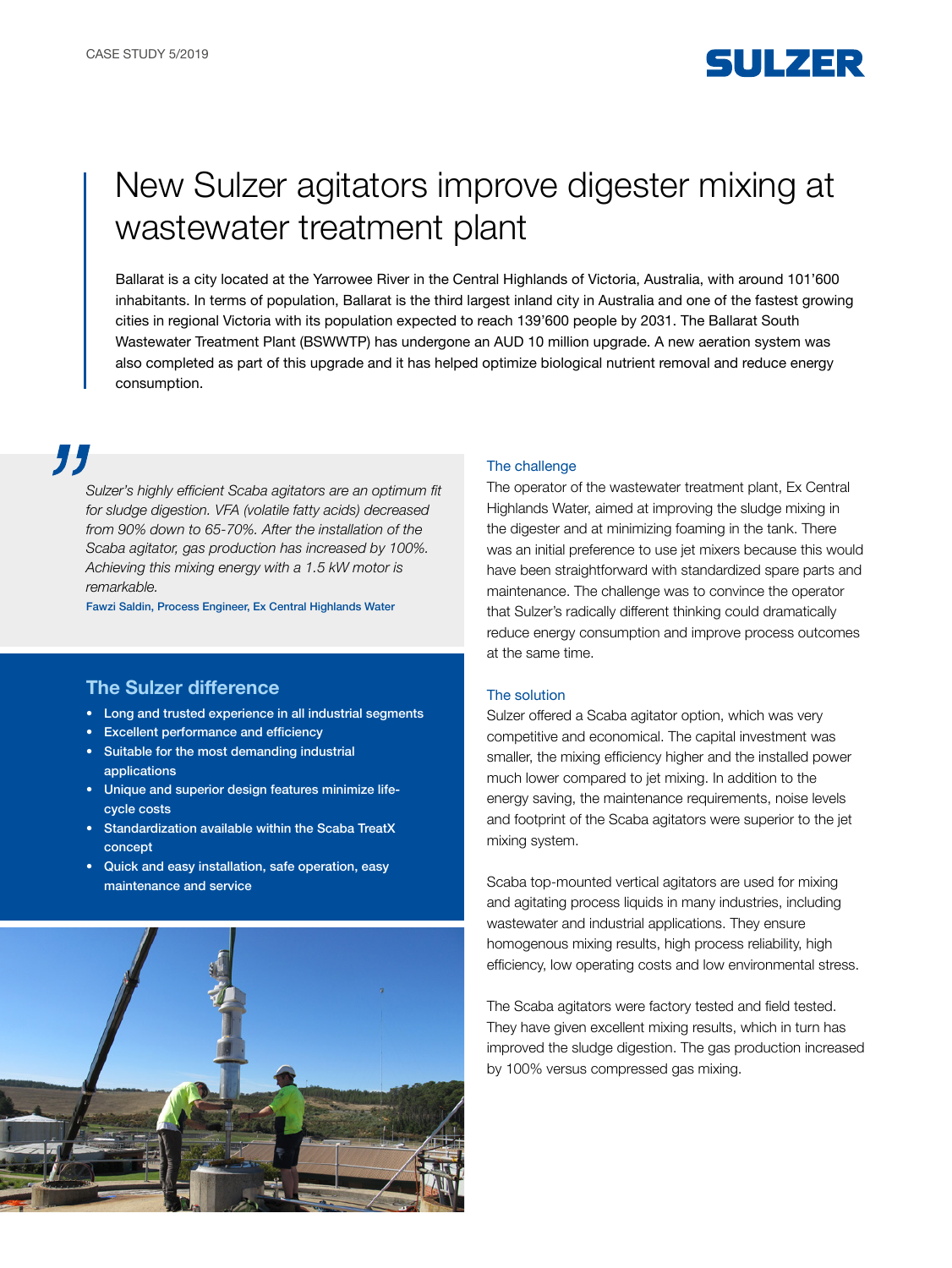CASE STUDY 5/2019

# New Sulzer agitators improve digester mixing at wastewater treatment plant

Ballarat is a city located at the Yarrowee River in the Central Highlands of Victoria, Australia, with around 101'600 inhabitants. In terms of population, Ballarat is the third largest inland city in Australia and one of the fastest growing cities in regional Victoria with its population expected to reach 139'600 people by 2031. The Ballarat South Wastewater Treatment Plant (BSWWTP) has undergone an AUD 10 million upgrade. A new aeration system was also completed as part of this upgrade and it has helped optimize biological nutrient removal and reduce energy consumption.

> *Sulzer's highly efficient Scaba agitators are an optimum fit for sludge digestion. VFA (volatile fatty acids) decreased from 90% down to 65-70%. After the installation of the Scaba agitator, gas production has increased by 100%. Achieving this mixing energy with a 1.5 kW motor is remarkable.*
>
> Fawzi Saldin, Process Engineer, Ex Central Highlands Water

## The Sulzer difference

- Long and trusted experience in all industrial segments
- Excellent performance and efficiency
- Suitable for the most demanding industrial applications
- Unique and superior design features minimize life-cycle costs
- Standardization available within the Scaba TreatX concept
- Quick and easy installation, safe operation, easy maintenance and service

### The challenge

The operator of the wastewater treatment plant, Ex Central Highlands Water, aimed at improving the sludge mixing in the digester and at minimizing foaming in the tank. There was an initial preference to use jet mixers because this would have been straightforward with standardized spare parts and maintenance. The challenge was to convince the operator that Sulzer's radically different thinking could dramatically reduce energy consumption and improve process outcomes at the same time.

### The solution

Sulzer offered a Scaba agitator option, which was very competitive and economical. The capital investment was smaller, the mixing efficiency higher and the installed power much lower compared to jet mixing. In addition to the energy saving, the maintenance requirements, noise levels and footprint of the Scaba agitators were superior to the jet mixing system.

Scaba top-mounted vertical agitators are used for mixing and agitating process liquids in many industries, including wastewater and industrial applications. They ensure homogenous mixing results, high process reliability, high efficiency, low operating costs and low environmental stress.

The Scaba agitators were factory tested and field tested. They have given excellent mixing results, which in turn has improved the sludge digestion. The gas production increased by 100% versus compressed gas mixing.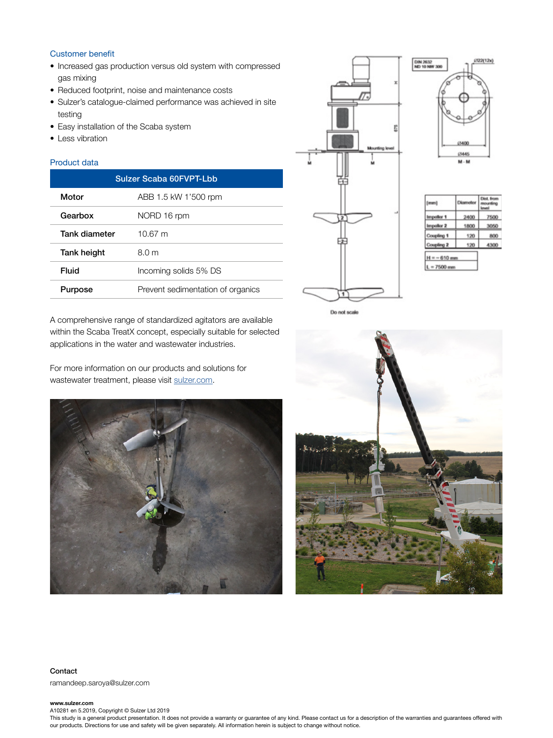### Customer benefit

- Increased gas production versus old system with compressed gas mixing
- Reduced footprint, noise and maintenance costs
- Sulzer's catalogue-claimed performance was achieved in site testing
- Easy installation of the Scaba system
- Less vibration

### Product data

| Sulzer Scaba 60FVPT-Lbb | |
|---|---|
| **Motor** | ABB 1.5 kW 1'500 rpm |
| **Gearbox** | NORD 16 rpm |
| **Tank diameter** | 10.67 m |
| **Tank height** | 8.0 m |
| **Fluid** | Incoming solids 5% DS |
| **Purpose** | Prevent sedimentation of organics |

A comprehensive range of standardized agitators are available within the Scaba TreatX concept, especially suitable for selected applications in the water and wastewater industries.

For more information on our products and solutions for wastewater treatment, please visit sulzer.com.

DIN 2632
ND 10 NW 300
Ø22(12x)
Ø400
Ø445
M - M
Mounting level
Do not scale

| [mm] | Diameter | Dist. from mounting level |
|---|---|---|
| Impeller 1 | 2400 | 7500 |
| Impeller 2 | 1800 | 3050 |
| Coupling 1 | 120 | 800 |
| Coupling 2 | 120 | 4300 |

H = ~610 mm
L = 7500 mm

**Contact**

ramandeep.saroya@sulzer.com

**www.sulzer.com**

A10281 en 5.2019, Copyright © Sulzer Ltd 2019

This study is a general product presentation. It does not provide a warranty or guarantee of any kind. Please contact us for a description of the warranties and guarantees offered with our products. Directions for use and safety will be given separately. All information herein is subject to change without notice.